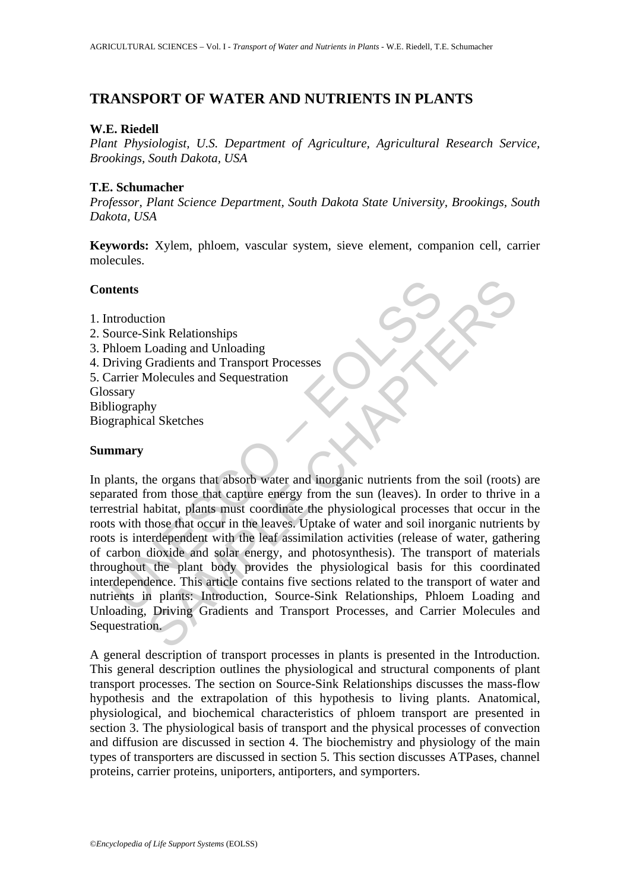# TRANSPORT OF WATER AND NUTRIENTS IN PLANTS

**W.E. Riedell**

*Plant Physiologist, U.S. Department of Agriculture, Agricultural Research Service, Brookings, South Dakota, USA*

**T.E. Schumacher**

*Professor, Plant Science Department, South Dakota State University, Brookings, South Dakota, USA*

**Keywords:** Xylem, phloem, vascular system, sieve element, companion cell, carrier molecules.

## Contents

1. Introduction
2. Source-Sink Relationships
3. Phloem Loading and Unloading
4. Driving Gradients and Transport Processes
5. Carrier Molecules and Sequestration

Glossary
Bibliography
Biographical Sketches

## Summary

In plants, the organs that absorb water and inorganic nutrients from the soil (roots) are separated from those that capture energy from the sun (leaves). In order to thrive in a terrestrial habitat, plants must coordinate the physiological processes that occur in the roots with those that occur in the leaves. Uptake of water and soil inorganic nutrients by roots is interdependent with the leaf assimilation activities (release of water, gathering of carbon dioxide and solar energy, and photosynthesis). The transport of materials throughout the plant body provides the physiological basis for this coordinated interdependence. This article contains five sections related to the transport of water and nutrients in plants: Introduction, Source-Sink Relationships, Phloem Loading and Unloading, Driving Gradients and Transport Processes, and Carrier Molecules and Sequestration.

A general description of transport processes in plants is presented in the Introduction. This general description outlines the physiological and structural components of plant transport processes. The section on Source-Sink Relationships discusses the mass-flow hypothesis and the extrapolation of this hypothesis to living plants. Anatomical, physiological, and biochemical characteristics of phloem transport are presented in section 3. The physiological basis of transport and the physical processes of convection and diffusion are discussed in section 4. The biochemistry and physiology of the main types of transporters are discussed in section 5. This section discusses ATPases, channel proteins, carrier proteins, uniporters, antiporters, and symporters.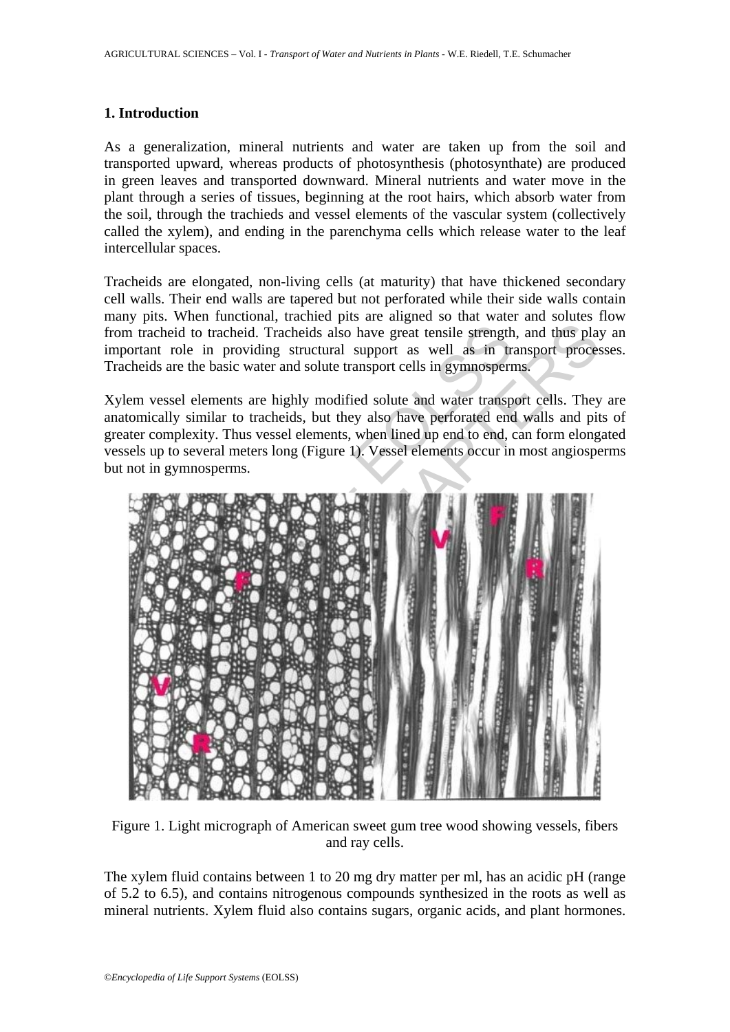## 1. Introduction

As a generalization, mineral nutrients and water are taken up from the soil and transported upward, whereas products of photosynthesis (photosynthate) are produced in green leaves and transported downward. Mineral nutrients and water move in the plant through a series of tissues, beginning at the root hairs, which absorb water from the soil, through the trachieds and vessel elements of the vascular system (collectively called the xylem), and ending in the parenchyma cells which release water to the leaf intercellular spaces.

Tracheids are elongated, non-living cells (at maturity) that have thickened secondary cell walls. Their end walls are tapered but not perforated while their side walls contain many pits. When functional, trachied pits are aligned so that water and solutes flow from tracheid to tracheid. Tracheids also have great tensile strength, and thus play an important role in providing structural support as well as in transport processes. Tracheids are the basic water and solute transport cells in gymnosperms.

Xylem vessel elements are highly modified solute and water transport cells. They are anatomically similar to tracheids, but they also have perforated end walls and pits of greater complexity. Thus vessel elements, when lined up end to end, can form elongated vessels up to several meters long (Figure 1). Vessel elements occur in most angiosperms but not in gymnosperms.

Figure 1. Light micrograph of American sweet gum tree wood showing vessels, fibers and ray cells.

The xylem fluid contains between 1 to 20 mg dry matter per ml, has an acidic pH (range of 5.2 to 6.5), and contains nitrogenous compounds synthesized in the roots as well as mineral nutrients. Xylem fluid also contains sugars, organic acids, and plant hormones.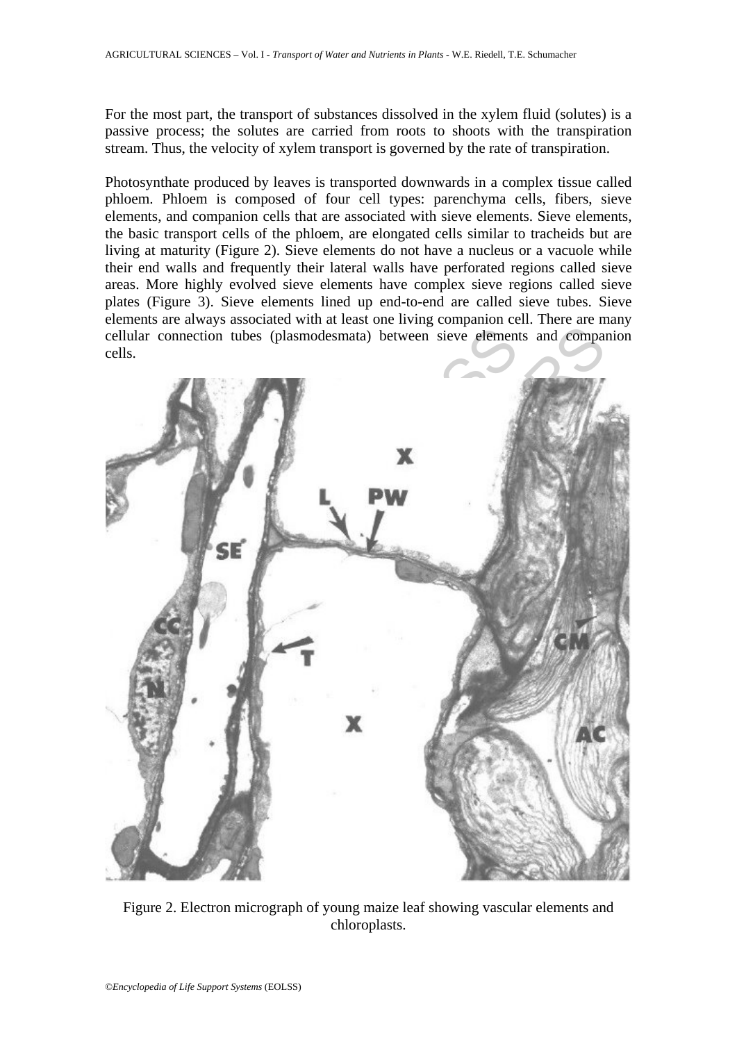For the most part, the transport of substances dissolved in the xylem fluid (solutes) is a passive process; the solutes are carried from roots to shoots with the transpiration stream. Thus, the velocity of xylem transport is governed by the rate of transpiration.

Photosynthate produced by leaves is transported downwards in a complex tissue called phloem. Phloem is composed of four cell types: parenchyma cells, fibers, sieve elements, and companion cells that are associated with sieve elements. Sieve elements, the basic transport cells of the phloem, are elongated cells similar to tracheids but are living at maturity (Figure 2). Sieve elements do not have a nucleus or a vacuole while their end walls and frequently their lateral walls have perforated regions called sieve areas. More highly evolved sieve elements have complex sieve regions called sieve plates (Figure 3). Sieve elements lined up end-to-end are called sieve tubes. Sieve elements are always associated with at least one living companion cell. There are many cellular connection tubes (plasmodesmata) between sieve elements and companion cells.

Figure 2. Electron micrograph of young maize leaf showing vascular elements and chloroplasts.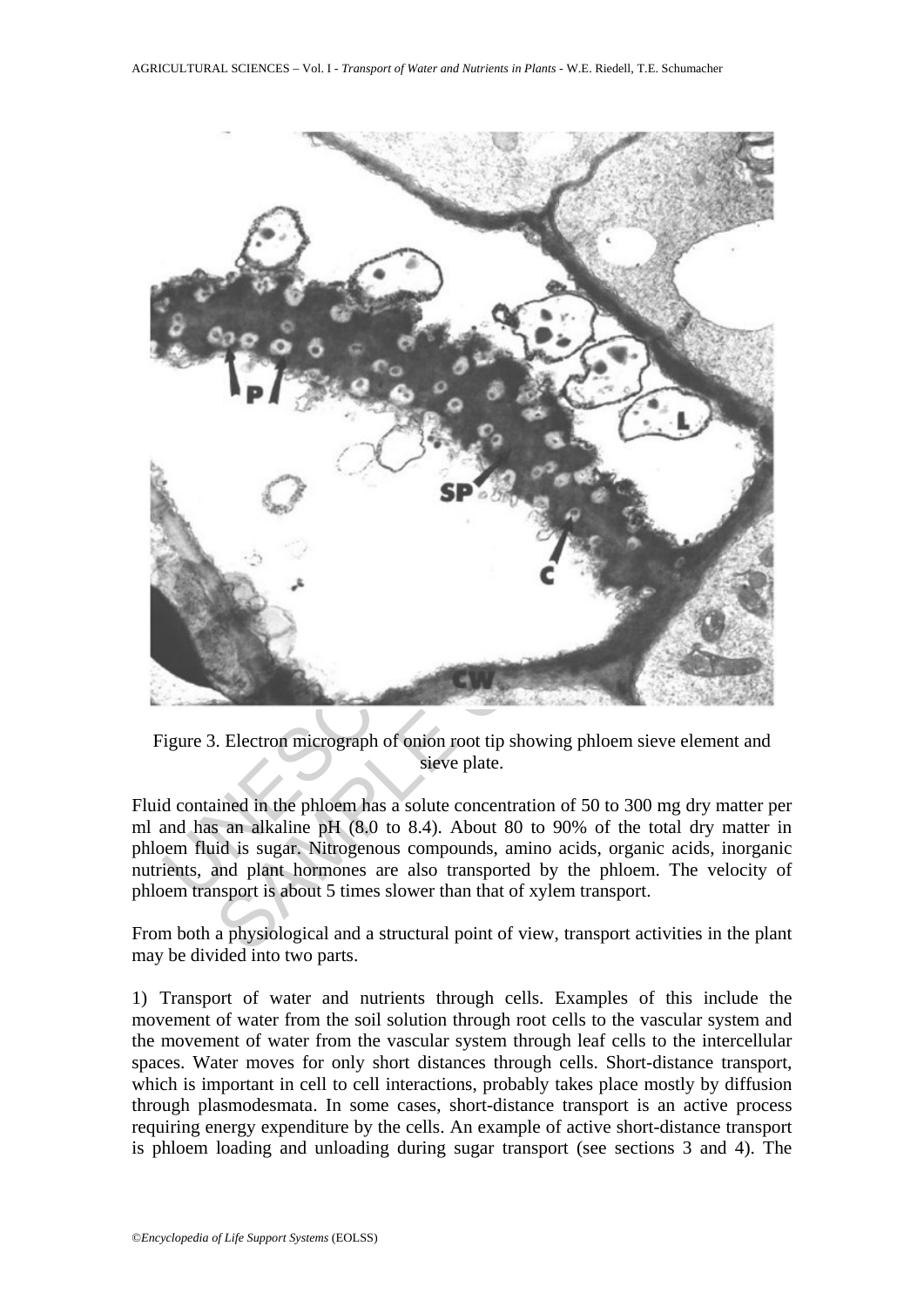Figure 3. Electron micrograph of onion root tip showing phloem sieve element and sieve plate.

Fluid contained in the phloem has a solute concentration of 50 to 300 mg dry matter per ml and has an alkaline pH (8.0 to 8.4). About 80 to 90% of the total dry matter in phloem fluid is sugar. Nitrogenous compounds, amino acids, organic acids, inorganic nutrients, and plant hormones are also transported by the phloem. The velocity of phloem transport is about 5 times slower than that of xylem transport.

From both a physiological and a structural point of view, transport activities in the plant may be divided into two parts.

1) Transport of water and nutrients through cells. Examples of this include the movement of water from the soil solution through root cells to the vascular system and the movement of water from the vascular system through leaf cells to the intercellular spaces. Water moves for only short distances through cells. Short-distance transport, which is important in cell to cell interactions, probably takes place mostly by diffusion through plasmodesmata. In some cases, short-distance transport is an active process requiring energy expenditure by the cells. An example of active short-distance transport is phloem loading and unloading during sugar transport (see sections 3 and 4). The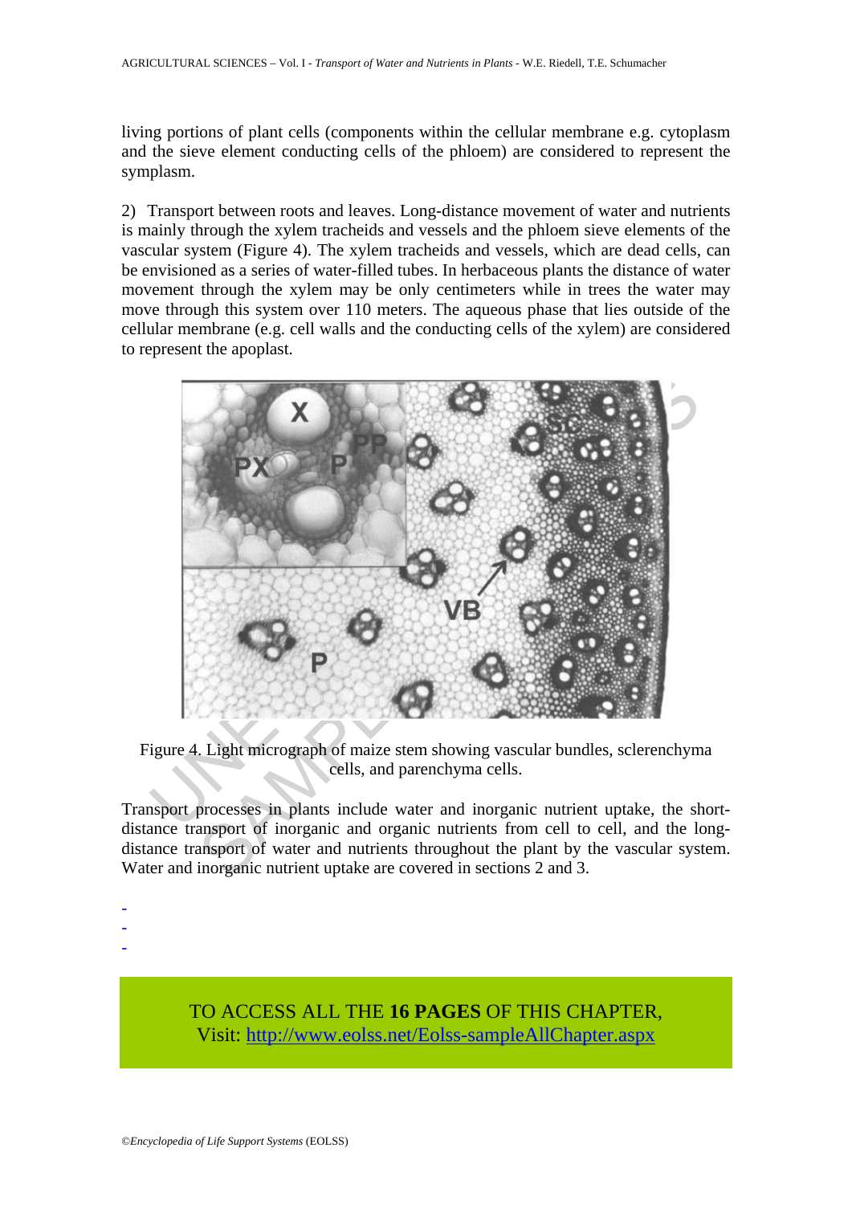living portions of plant cells (components within the cellular membrane e.g. cytoplasm and the sieve element conducting cells of the phloem) are considered to represent the symplasm.

2) Transport between roots and leaves. Long-distance movement of water and nutrients is mainly through the xylem tracheids and vessels and the phloem sieve elements of the vascular system (Figure 4). The xylem tracheids and vessels, which are dead cells, can be envisioned as a series of water-filled tubes. In herbaceous plants the distance of water movement through the xylem may be only centimeters while in trees the water may move through this system over 110 meters. The aqueous phase that lies outside of the cellular membrane (e.g. cell walls and the conducting cells of the xylem) are considered to represent the apoplast.

Figure 4. Light micrograph of maize stem showing vascular bundles, sclerenchyma cells, and parenchyma cells.

Transport processes in plants include water and inorganic nutrient uptake, the short-distance transport of inorganic and organic nutrients from cell to cell, and the long-distance transport of water and nutrients throughout the plant by the vascular system. Water and inorganic nutrient uptake are covered in sections 2 and 3.

-
-
-

TO ACCESS ALL THE **16 PAGES** OF THIS CHAPTER,
Visit: http://www.eolss.net/Eolss-sampleAllChapter.aspx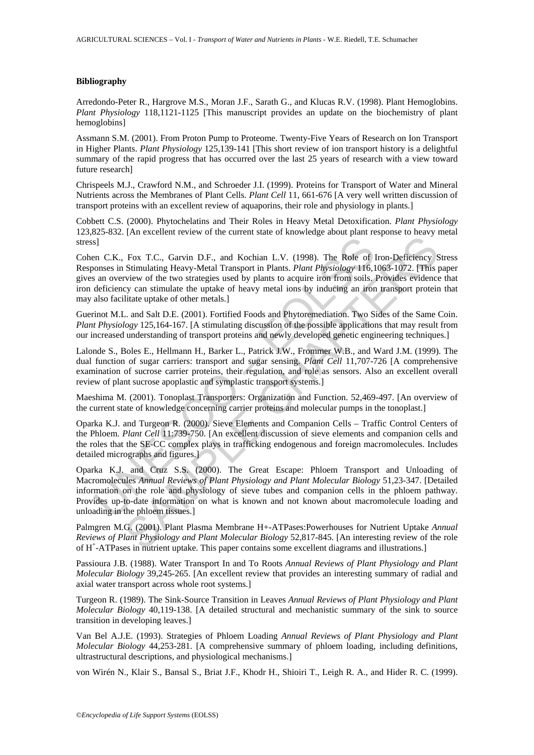### Bibliography

Arredondo-Peter R., Hargrove M.S., Moran J.F., Sarath G., and Klucas R.V. (1998). Plant Hemoglobins. *Plant Physiology* 118,1121-1125 [This manuscript provides an update on the biochemistry of plant hemoglobins]

Assmann S.M. (2001). From Proton Pump to Proteome. Twenty-Five Years of Research on Ion Transport in Higher Plants. *Plant Physiology* 125,139-141 [This short review of ion transport history is a delightful summary of the rapid progress that has occurred over the last 25 years of research with a view toward future research]

Chrispeels M.J., Crawford N.M., and Schroeder J.I. (1999). Proteins for Transport of Water and Mineral Nutrients across the Membranes of Plant Cells. *Plant Cell* 11, 661-676 [A very well written discussion of transport proteins with an excellent review of aquaporins, their role and physiology in plants.]

Cobbett C.S. (2000). Phytochelatins and Their Roles in Heavy Metal Detoxification. *Plant Physiology* 123,825-832. [An excellent review of the current state of knowledge about plant response to heavy metal stress]

Cohen C.K., Fox T.C., Garvin D.F., and Kochian L.V. (1998). The Role of Iron-Deficiency Stress Responses in Stimulating Heavy-Metal Transport in Plants. *Plant Physiology* 116,1063-1072. [This paper gives an overview of the two strategies used by plants to acquire iron from soils. Provides evidence that iron deficiency can stimulate the uptake of heavy metal ions by inducing an iron transport protein that may also facilitate uptake of other metals.]

Guerinot M.L. and Salt D.E. (2001). Fortified Foods and Phytoremediation. Two Sides of the Same Coin. *Plant Physiology* 125,164-167. [A stimulating discussion of the possible applications that may result from our increased understanding of transport proteins and newly developed genetic engineering techniques.]

Lalonde S., Boles E., Hellmann H., Barker L., Patrick J.W., Frommer W.B., and Ward J.M. (1999). The dual function of sugar carriers: transport and sugar sensing. *Plant Cell* 11,707-726 [A comprehensive examination of sucrose carrier proteins, their regulation, and role as sensors. Also an excellent overall review of plant sucrose apoplastic and symplastic transport systems.]

Maeshima M. (2001). Tonoplast Transporters: Organization and Function. 52,469-497. [An overview of the current state of knowledge concerning carrier proteins and molecular pumps in the tonoplast.]

Oparka K.J. and Turgeon R. (2000). Sieve Elements and Companion Cells – Traffic Control Centers of the Phloem. *Plant Cell* 11:739-750. [An excellent discussion of sieve elements and companion cells and the roles that the SE-CC complex plays in trafficking endogenous and foreign macromolecules. Includes detailed micrographs and figures.]

Oparka K.J. and Cruz S.S. (2000). The Great Escape: Phloem Transport and Unloading of Macromolecules *Annual Reviews of Plant Physiology and Plant Molecular Biology* 51,23-347. [Detailed information on the role and physiology of sieve tubes and companion cells in the phloem pathway. Provides up-to-date information on what is known and not known about macromolecule loading and unloading in the phloem tissues.]

Palmgren M.G. (2001). Plant Plasma Membrane H+-ATPases:Powerhouses for Nutrient Uptake *Annual Reviews of Plant Physiology and Plant Molecular Biology* 52,817-845. [An interesting review of the role of $H^+$-ATPases in nutrient uptake. This paper contains some excellent diagrams and illustrations.]

Passioura J.B. (1988). Water Transport In and To Roots *Annual Reviews of Plant Physiology and Plant Molecular Biology* 39,245-265. [An excellent review that provides an interesting summary of radial and axial water transport across whole root systems.]

Turgeon R. (1989). The Sink-Source Transition in Leaves *Annual Reviews of Plant Physiology and Plant Molecular Biology* 40,119-138. [A detailed structural and mechanistic summary of the sink to source transition in developing leaves.]

Van Bel A.J.E. (1993). Strategies of Phloem Loading *Annual Reviews of Plant Physiology and Plant Molecular Biology* 44,253-281. [A comprehensive summary of phloem loading, including definitions, ultrastructural descriptions, and physiological mechanisms.]

von Wirén N., Klair S., Bansal S., Briat J.F., Khodr H., Shioiri T., Leigh R. A., and Hider R. C. (1999).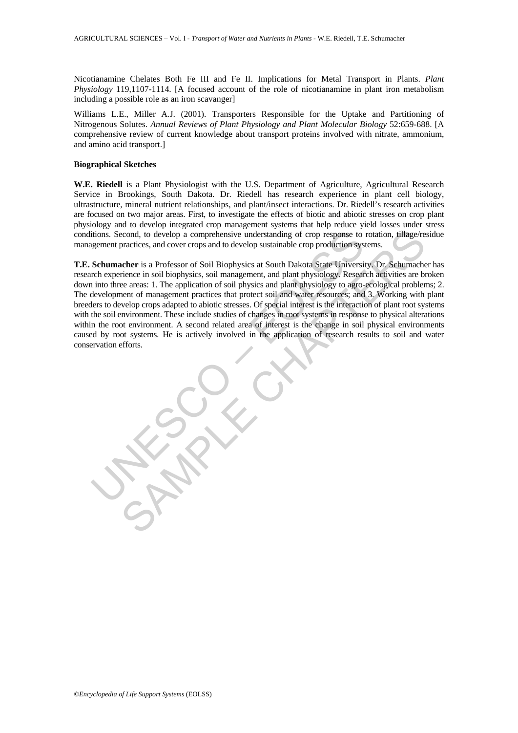Nicotianamine Chelates Both Fe III and Fe II. Implications for Metal Transport in Plants. *Plant Physiology* 119,1107-1114. [A focused account of the role of nicotianamine in plant iron metabolism including a possible role as an iron scavanger]

Williams L.E., Miller A.J. (2001). Transporters Responsible for the Uptake and Partitioning of Nitrogenous Solutes. *Annual Reviews of Plant Physiology and Plant Molecular Biology* 52:659-688. [A comprehensive review of current knowledge about transport proteins involved with nitrate, ammonium, and amino acid transport.]

**Biographical Sketches**

**W.E. Riedell** is a Plant Physiologist with the U.S. Department of Agriculture, Agricultural Research Service in Brookings, South Dakota. Dr. Riedell has research experience in plant cell biology, ultrastructure, mineral nutrient relationships, and plant/insect interactions. Dr. Riedell's research activities are focused on two major areas. First, to investigate the effects of biotic and abiotic stresses on crop plant physiology and to develop integrated crop management systems that help reduce yield losses under stress conditions. Second, to develop a comprehensive understanding of crop response to rotation, tillage/residue management practices, and cover crops and to develop sustainable crop production systems.

**T.E. Schumacher** is a Professor of Soil Biophysics at South Dakota State University. Dr. Schumacher has research experience in soil biophysics, soil management, and plant physiology. Research activities are broken down into three areas: 1. The application of soil physics and plant physiology to agro-ecological problems; 2. The development of management practices that protect soil and water resources; and 3. Working with plant breeders to develop crops adapted to abiotic stresses. Of special interest is the interaction of plant root systems with the soil environment. These include studies of changes in root systems in response to physical alterations within the root environment. A second related area of interest is the change in soil physical environments caused by root systems. He is actively involved in the application of research results to soil and water conservation efforts.